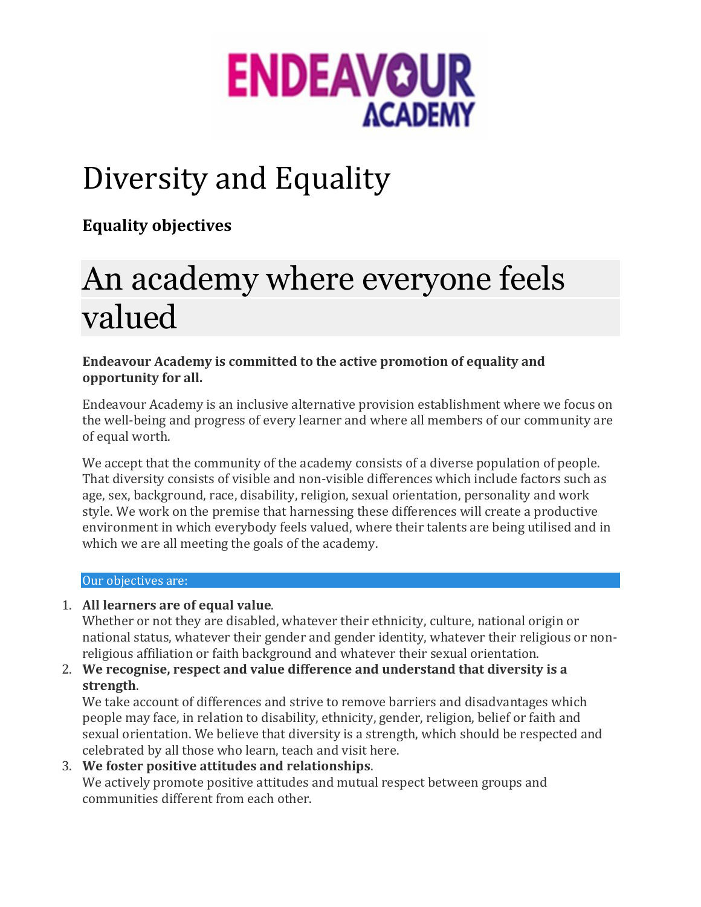# Diversity and Equality

**Equality objectives**

## An academy where everyone feels valued

**Endeavour Academy is committed to the active promotion of equality and opportunity for all.**

Endeavour Academy is an inclusive alternative provision establishment where we focus on the well-being and progress of every learner and where all members of our community are of equal worth.

We accept that the community of the academy consists of a diverse population of people. That diversity consists of visible and non-visible differences which include factors such as age, sex, background, race, disability, religion, sexual orientation, personality and work style. We work on the premise that harnessing these differences will create a productive environment in which everybody feels valued, where their talents are being utilised and in which we are all meeting the goals of the academy.

Our objectives are:

1. **All learners are of equal value**.
   Whether or not they are disabled, whatever their ethnicity, culture, national origin or national status, whatever their gender and gender identity, whatever their religious or non-religious affiliation or faith background and whatever their sexual orientation.
2. **We recognise, respect and value difference and understand that diversity is a strength**.
   We take account of differences and strive to remove barriers and disadvantages which people may face, in relation to disability, ethnicity, gender, religion, belief or faith and sexual orientation. We believe that diversity is a strength, which should be respected and celebrated by all those who learn, teach and visit here.
3. **We foster positive attitudes and relationships**.
   We actively promote positive attitudes and mutual respect between groups and communities different from each other.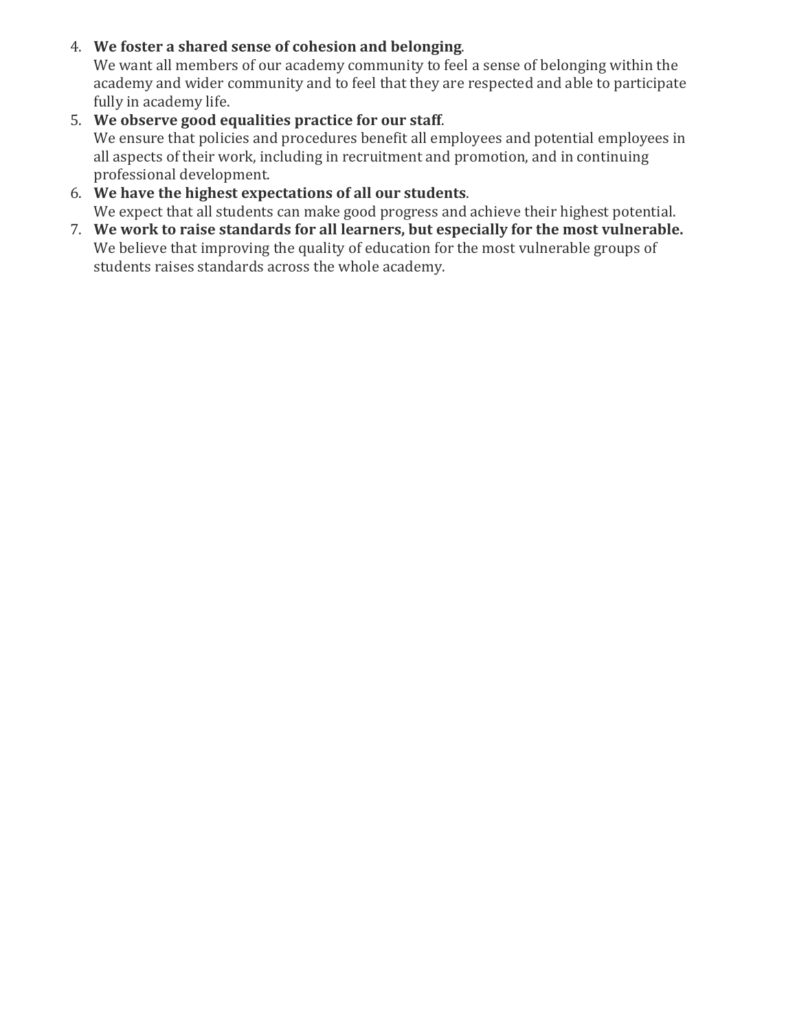4. **We foster a shared sense of cohesion and belonging**.
   We want all members of our academy community to feel a sense of belonging within the academy and wider community and to feel that they are respected and able to participate fully in academy life.
5. **We observe good equalities practice for our staff**.
   We ensure that policies and procedures benefit all employees and potential employees in all aspects of their work, including in recruitment and promotion, and in continuing professional development.
6. **We have the highest expectations of all our students**.
   We expect that all students can make good progress and achieve their highest potential.
7. **We work to raise standards for all learners, but especially for the most vulnerable.**
   We believe that improving the quality of education for the most vulnerable groups of students raises standards across the whole academy.